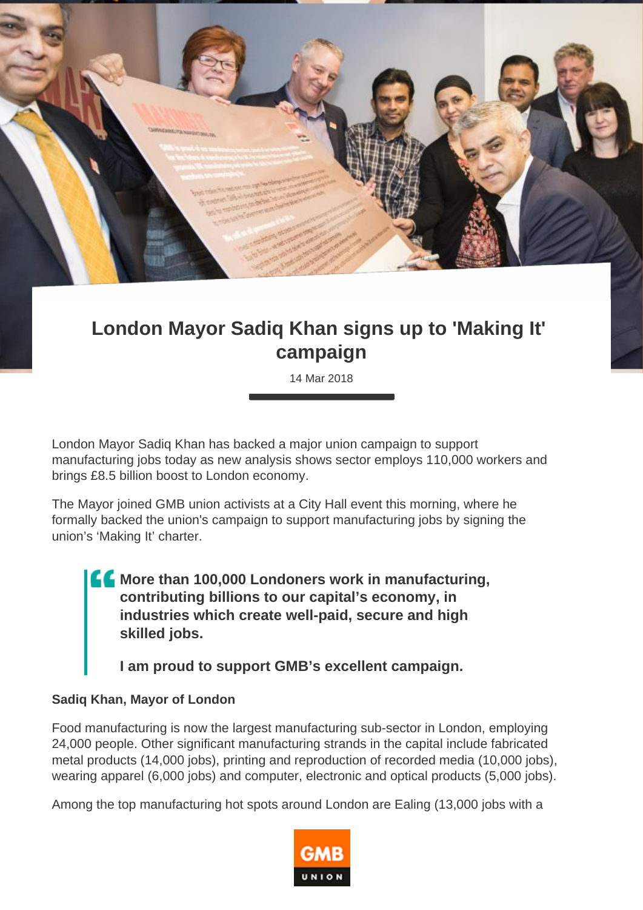# London Mayor Sadiq Khan signs up to 'Making It' campaign

14 Mar 2018

London Mayor Sadiq Khan has backed a major union campaign to support manufacturing jobs today as new analysis shows sector employs 110,000 workers and brings £8.5 billion boost to London economy.

The Mayor joined GMB union activists at a City Hall event this morning, where he formally backed the union's campaign to support manufacturing jobs by signing the union's 'Making It' charter.

> **More than 100,000 Londoners work in manufacturing, contributing billions to our capital's economy, in industries which create well-paid, secure and high skilled jobs.**
>
> **I am proud to support GMB's excellent campaign.**

**Sadiq Khan, Mayor of London**

Food manufacturing is now the largest manufacturing sub-sector in London, employing 24,000 people. Other significant manufacturing strands in the capital include fabricated metal products (14,000 jobs), printing and reproduction of recorded media (10,000 jobs), wearing apparel (6,000 jobs) and computer, electronic and optical products (5,000 jobs).

Among the top manufacturing hot spots around London are Ealing (13,000 jobs with a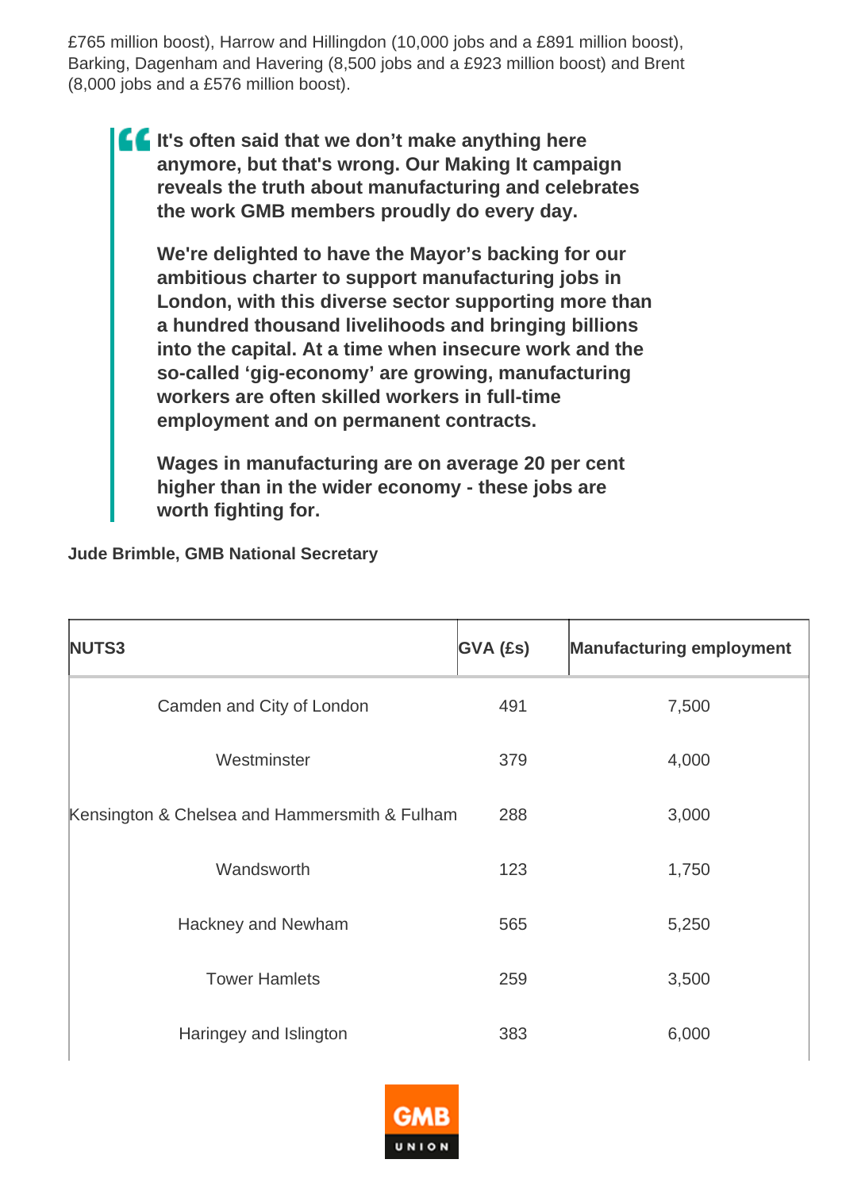£765 million boost), Harrow and Hillingdon (10,000 jobs and a £891 million boost), Barking, Dagenham and Havering (8,500 jobs and a £923 million boost) and Brent (8,000 jobs and a £576 million boost).

> **It's often said that we don't make anything here anymore, but that's wrong. Our Making It campaign reveals the truth about manufacturing and celebrates the work GMB members proudly do every day.**
>
> **We're delighted to have the Mayor's backing for our ambitious charter to support manufacturing jobs in London, with this diverse sector supporting more than a hundred thousand livelihoods and bringing billions into the capital. At a time when insecure work and the so-called 'gig-economy' are growing, manufacturing workers are often skilled workers in full-time employment and on permanent contracts.**
>
> **Wages in manufacturing are on average 20 per cent higher than in the wider economy - these jobs are worth fighting for.**

**Jude Brimble, GMB National Secretary**

| NUTS3 | GVA (£s) | Manufacturing employment |
|---|---|---|
| Camden and City of London | 491 | 7,500 |
| Westminster | 379 | 4,000 |
| Kensington & Chelsea and Hammersmith & Fulham | 288 | 3,000 |
| Wandsworth | 123 | 1,750 |
| Hackney and Newham | 565 | 5,250 |
| Tower Hamlets | 259 | 3,500 |
| Haringey and Islington | 383 | 6,000 |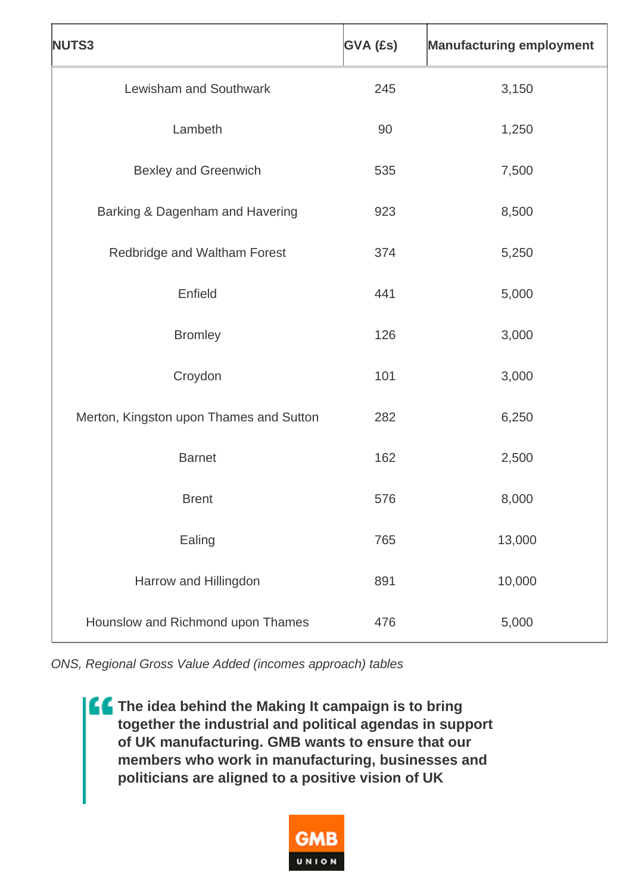| NUTS3 | GVA (£s) | Manufacturing employment |
| --- | --- | --- |
| Lewisham and Southwark | 245 | 3,150 |
| Lambeth | 90 | 1,250 |
| Bexley and Greenwich | 535 | 7,500 |
| Barking & Dagenham and Havering | 923 | 8,500 |
| Redbridge and Waltham Forest | 374 | 5,250 |
| Enfield | 441 | 5,000 |
| Bromley | 126 | 3,000 |
| Croydon | 101 | 3,000 |
| Merton, Kingston upon Thames and Sutton | 282 | 6,250 |
| Barnet | 162 | 2,500 |
| Brent | 576 | 8,000 |
| Ealing | 765 | 13,000 |
| Harrow and Hillingdon | 891 | 10,000 |
| Hounslow and Richmond upon Thames | 476 | 5,000 |

*ONS, Regional Gross Value Added (incomes approach) tables*

> **The idea behind the Making It campaign is to bring together the industrial and political agendas in support of UK manufacturing. GMB wants to ensure that our members who work in manufacturing, businesses and politicians are aligned to a positive vision of UK**

GMB UNION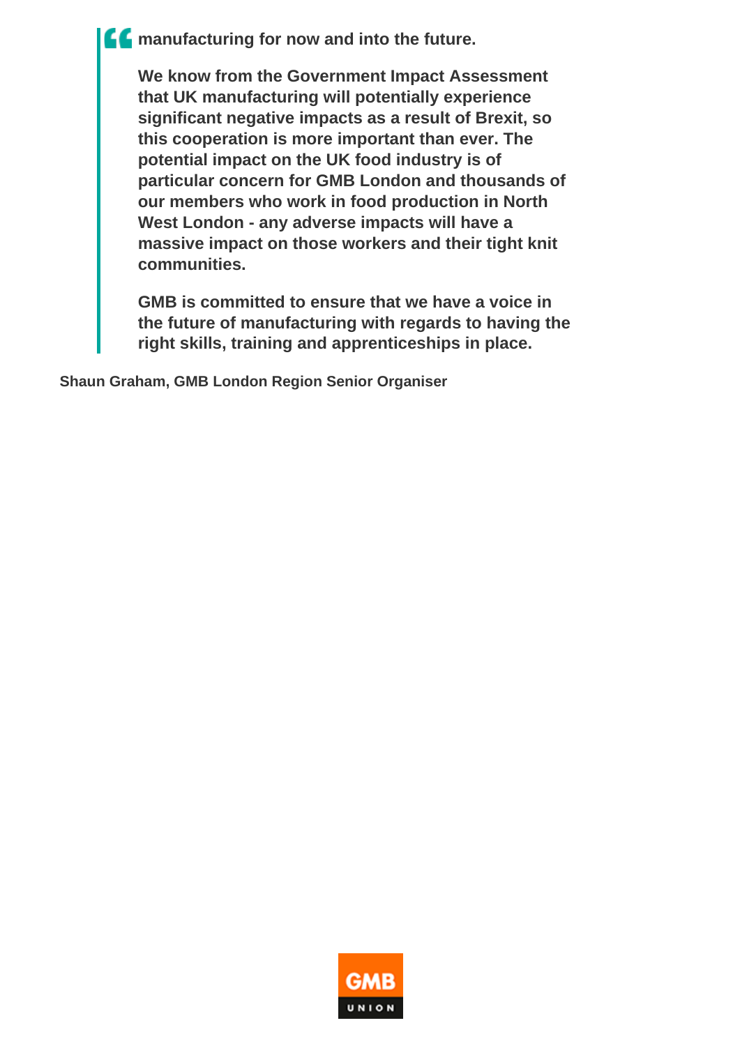> **manufacturing for now and into the future.**
>
> **We know from the Government Impact Assessment that UK manufacturing will potentially experience significant negative impacts as a result of Brexit, so this cooperation is more important than ever. The potential impact on the UK food industry is of particular concern for GMB London and thousands of our members who work in food production in North West London - any adverse impacts will have a massive impact on those workers and their tight knit communities.**
>
> **GMB is committed to ensure that we have a voice in the future of manufacturing with regards to having the right skills, training and apprenticeships in place.**

**Shaun Graham, GMB London Region Senior Organiser**

GMB UNION